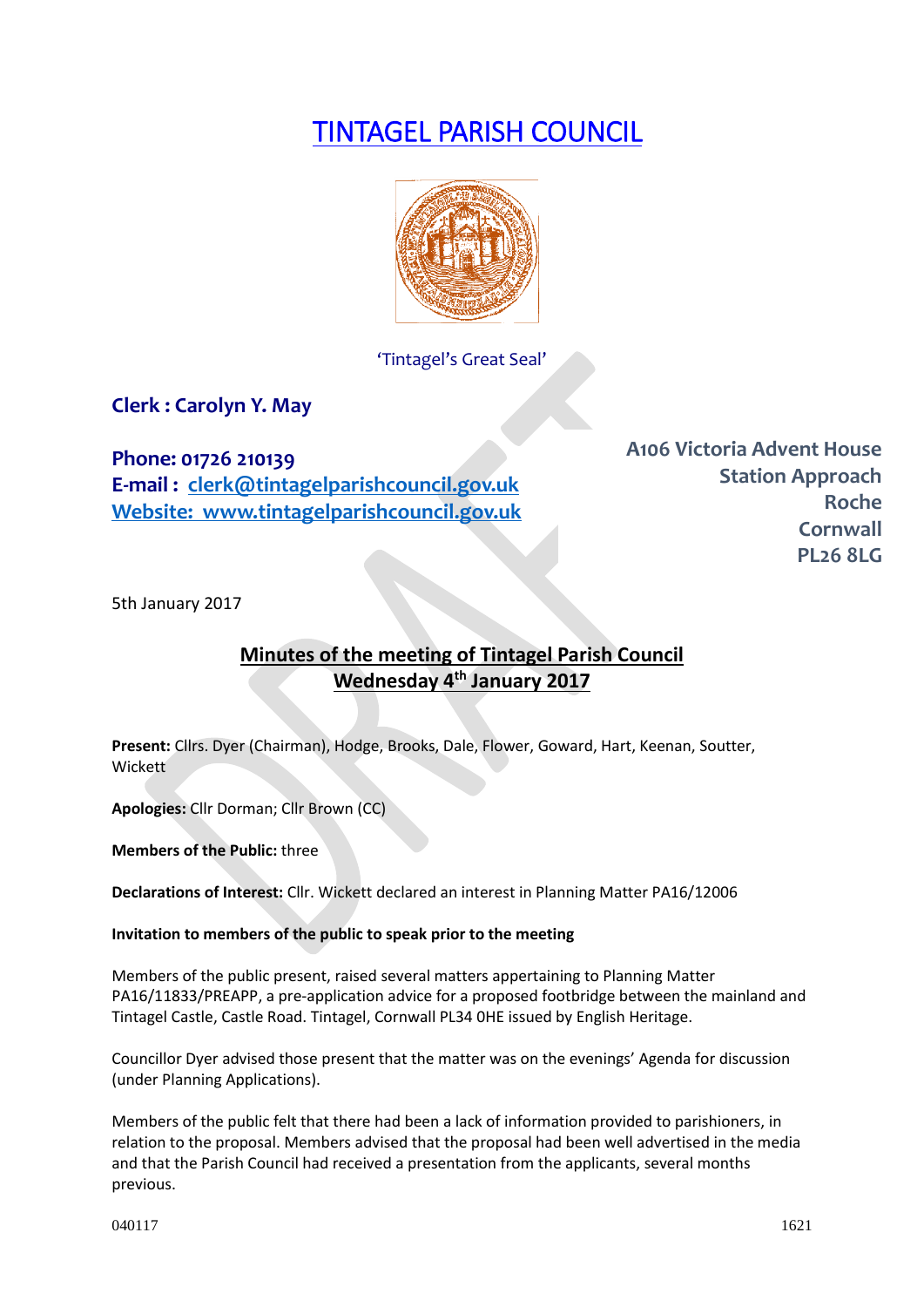# TINTAGEL PARISH COUNCIL

'Tintagel's Great Seal'

**Clerk : Carolyn Y. May**

**Phone: 01726 210139**
**E-mail : clerk@tintagelparishcouncil.gov.uk**
**Website: www.tintagelparishcouncil.gov.uk**

**A106 Victoria Advent House**
**Station Approach**
**Roche**
**Cornwall**
**PL26 8LG**

5th January 2017

## Minutes of the meeting of Tintagel Parish Council
## Wednesday 4th January 2017

**Present:** Cllrs. Dyer (Chairman), Hodge, Brooks, Dale, Flower, Goward, Hart, Keenan, Soutter, Wickett

**Apologies:** Cllr Dorman; Cllr Brown (CC)

**Members of the Public:** three

**Declarations of Interest:** Cllr. Wickett declared an interest in Planning Matter PA16/12006

**Invitation to members of the public to speak prior to the meeting**

Members of the public present, raised several matters appertaining to Planning Matter PA16/11833/PREAPP, a pre-application advice for a proposed footbridge between the mainland and Tintagel Castle, Castle Road. Tintagel, Cornwall PL34 0HE issued by English Heritage.

Councillor Dyer advised those present that the matter was on the evenings' Agenda for discussion (under Planning Applications).

Members of the public felt that there had been a lack of information provided to parishioners, in relation to the proposal. Members advised that the proposal had been well advertised in the media and that the Parish Council had received a presentation from the applicants, several months previous.

040117 1621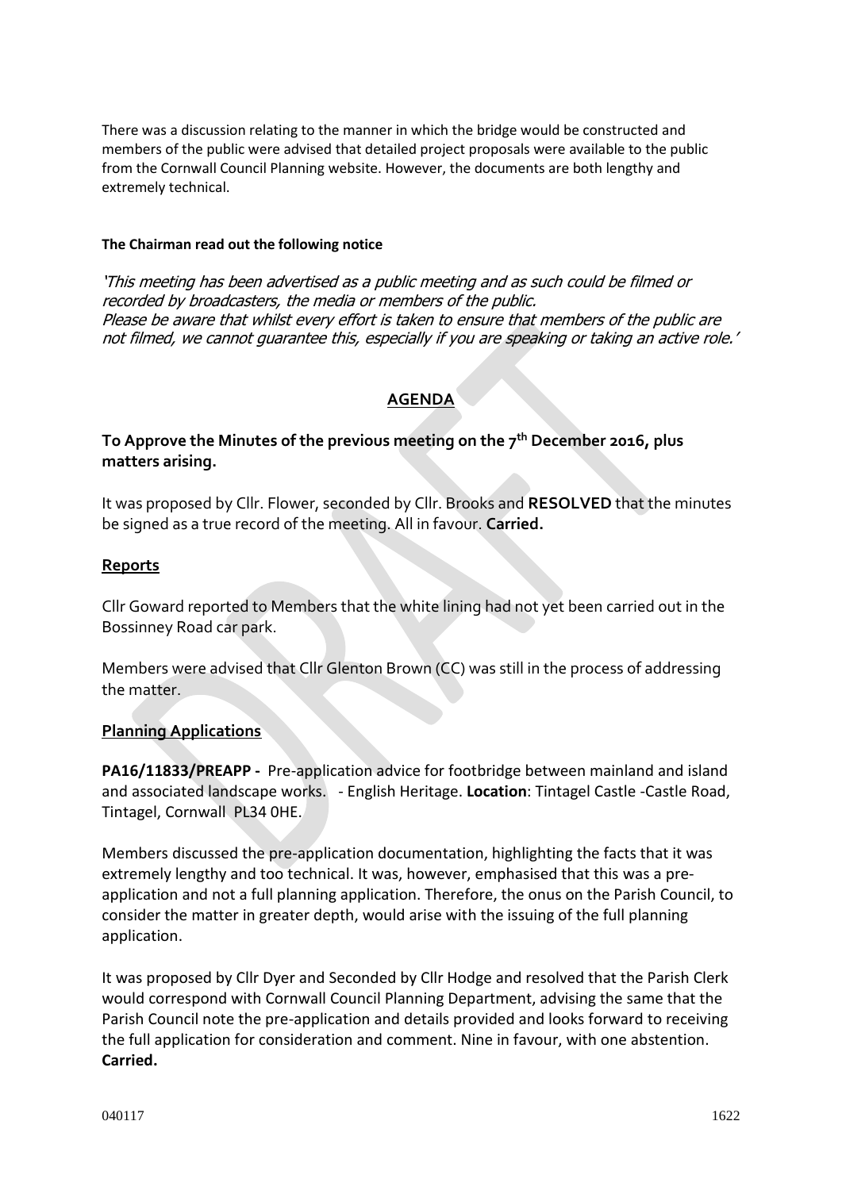There was a discussion relating to the manner in which the bridge would be constructed and members of the public were advised that detailed project proposals were available to the public from the Cornwall Council Planning website. However, the documents are both lengthy and extremely technical.

**The Chairman read out the following notice**

*'This meeting has been advertised as a public meeting and as such could be filmed or recorded by broadcasters, the media or members of the public.*
*Please be aware that whilst every effort is taken to ensure that members of the public are not filmed, we cannot guarantee this, especially if you are speaking or taking an active role.'*

## AGENDA

**To Approve the Minutes of the previous meeting on the 7th December 2016, plus matters arising.**

It was proposed by Cllr. Flower, seconded by Cllr. Brooks and **RESOLVED** that the minutes be signed as a true record of the meeting. All in favour. **Carried.**

### Reports

Cllr Goward reported to Members that the white lining had not yet been carried out in the Bossinney Road car park.

Members were advised that Cllr Glenton Brown (CC) was still in the process of addressing the matter.

### Planning Applications

**PA16/11833/PREAPP -** Pre-application advice for footbridge between mainland and island and associated landscape works. - English Heritage. **Location**: Tintagel Castle -Castle Road, Tintagel, Cornwall PL34 0HE.

Members discussed the pre-application documentation, highlighting the facts that it was extremely lengthy and too technical. It was, however, emphasised that this was a pre-application and not a full planning application. Therefore, the onus on the Parish Council, to consider the matter in greater depth, would arise with the issuing of the full planning application.

It was proposed by Cllr Dyer and Seconded by Cllr Hodge and resolved that the Parish Clerk would correspond with Cornwall Council Planning Department, advising the same that the Parish Council note the pre-application and details provided and looks forward to receiving the full application for consideration and comment. Nine in favour, with one abstention. **Carried.**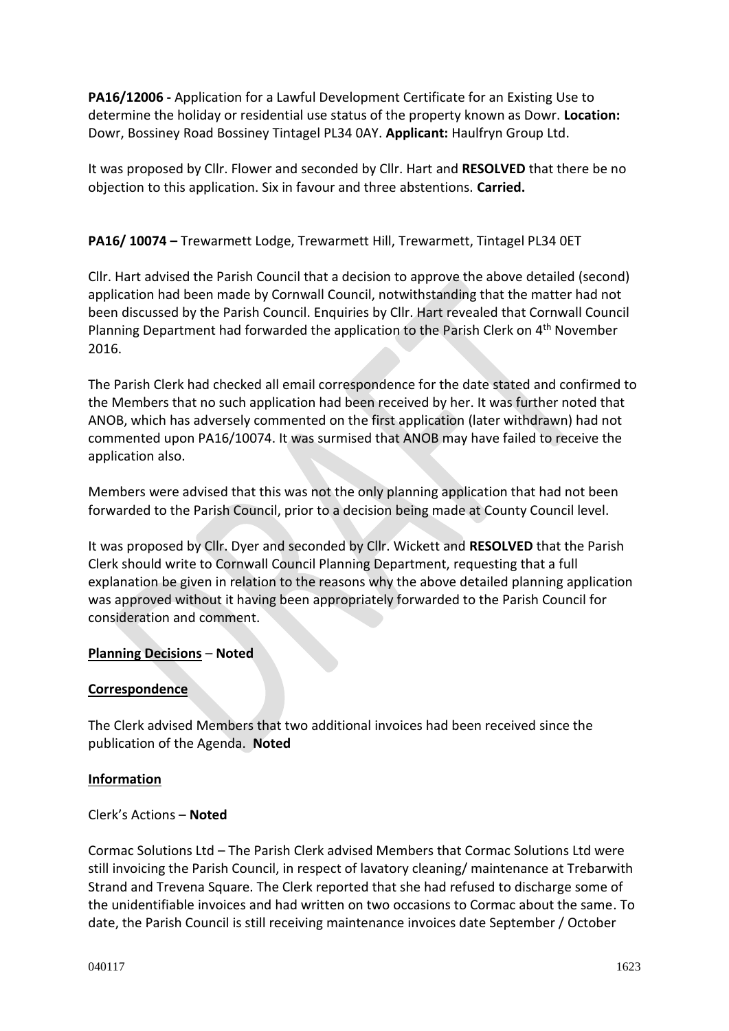**PA16/12006 -** Application for a Lawful Development Certificate for an Existing Use to determine the holiday or residential use status of the property known as Dowr. **Location:** Dowr, Bossiney Road Bossiney Tintagel PL34 0AY. **Applicant:** Haulfryn Group Ltd.

It was proposed by Cllr. Flower and seconded by Cllr. Hart and **RESOLVED** that there be no objection to this application. Six in favour and three abstentions. **Carried.**

**PA16/ 10074 –** Trewarmett Lodge, Trewarmett Hill, Trewarmett, Tintagel PL34 0ET

Cllr. Hart advised the Parish Council that a decision to approve the above detailed (second) application had been made by Cornwall Council, notwithstanding that the matter had not been discussed by the Parish Council. Enquiries by Cllr. Hart revealed that Cornwall Council Planning Department had forwarded the application to the Parish Clerk on 4th November 2016.

The Parish Clerk had checked all email correspondence for the date stated and confirmed to the Members that no such application had been received by her. It was further noted that ANOB, which has adversely commented on the first application (later withdrawn) had not commented upon PA16/10074. It was surmised that ANOB may have failed to receive the application also.

Members were advised that this was not the only planning application that had not been forwarded to the Parish Council, prior to a decision being made at County Council level.

It was proposed by Cllr. Dyer and seconded by Cllr. Wickett and **RESOLVED** that the Parish Clerk should write to Cornwall Council Planning Department, requesting that a full explanation be given in relation to the reasons why the above detailed planning application was approved without it having been appropriately forwarded to the Parish Council for consideration and comment.

**Planning Decisions** – **Noted**

**Correspondence**

The Clerk advised Members that two additional invoices had been received since the publication of the Agenda. **Noted**

**Information**

Clerk's Actions – **Noted**

Cormac Solutions Ltd – The Parish Clerk advised Members that Cormac Solutions Ltd were still invoicing the Parish Council, in respect of lavatory cleaning/ maintenance at Trebarwith Strand and Trevena Square. The Clerk reported that she had refused to discharge some of the unidentifiable invoices and had written on two occasions to Cormac about the same. To date, the Parish Council is still receiving maintenance invoices date September / October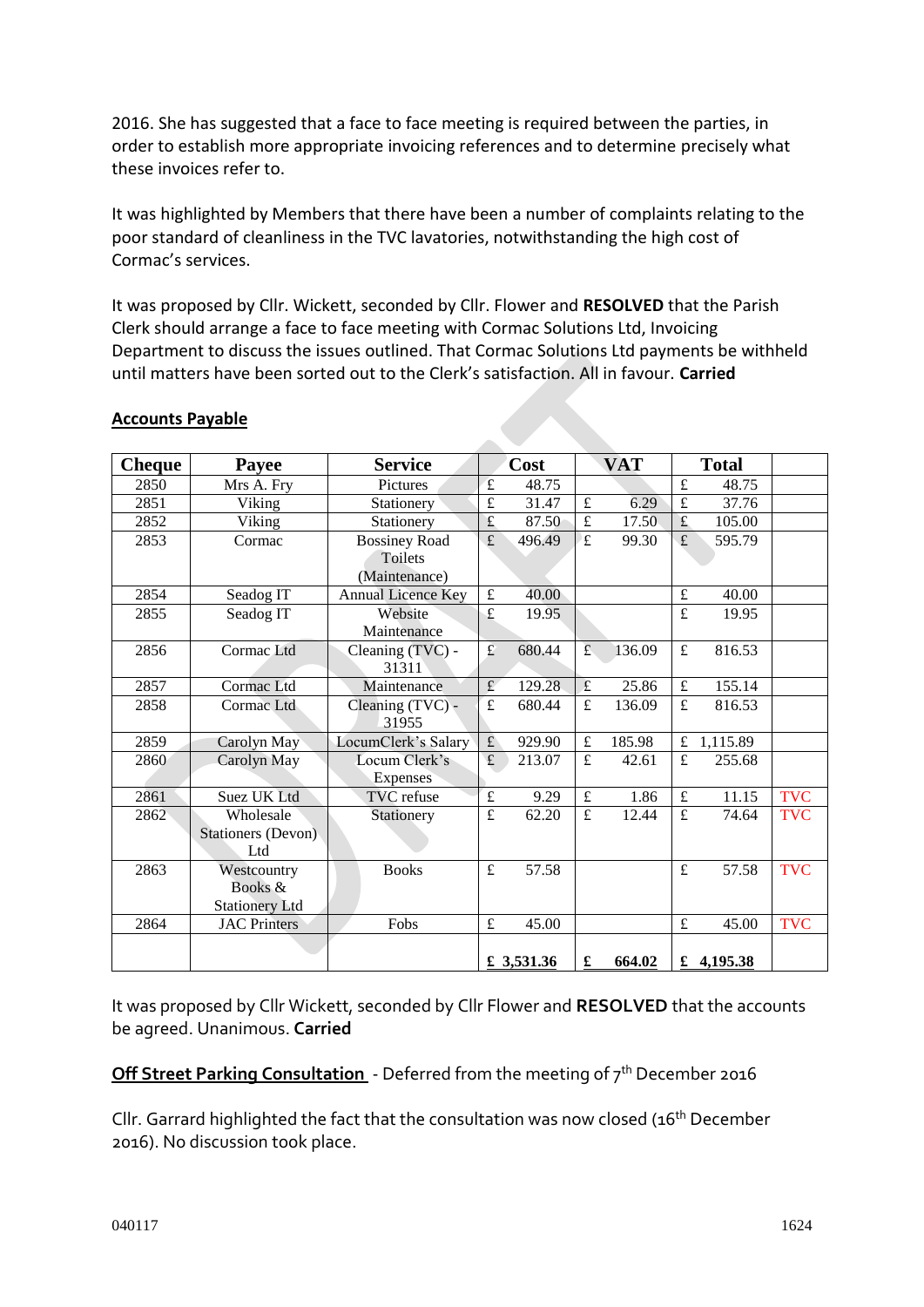2016. She has suggested that a face to face meeting is required between the parties, in order to establish more appropriate invoicing references and to determine precisely what these invoices refer to.

It was highlighted by Members that there have been a number of complaints relating to the poor standard of cleanliness in the TVC lavatories, notwithstanding the high cost of Cormac's services.

It was proposed by Cllr. Wickett, seconded by Cllr. Flower and **RESOLVED** that the Parish Clerk should arrange a face to face meeting with Cormac Solutions Ltd, Invoicing Department to discuss the issues outlined. That Cormac Solutions Ltd payments be withheld until matters have been sorted out to the Clerk's satisfaction. All in favour. **Carried**

**Accounts Payable**

| Cheque | Payee | Service | Cost | VAT | Total | |
|---|---|---|---|---|---|---|
| 2850 | Mrs A. Fry | Pictures | £ 48.75 | | £ 48.75 | |
| 2851 | Viking | Stationery | £ 31.47 | £ 6.29 | £ 37.76 | |
| 2852 | Viking | Stationery | £ 87.50 | £ 17.50 | £ 105.00 | |
| 2853 | Cormac | Bossiney Road Toilets (Maintenance) | £ 496.49 | £ 99.30 | £ 595.79 | |
| 2854 | Seadog IT | Annual Licence Key | £ 40.00 | | £ 40.00 | |
| 2855 | Seadog IT | Website Maintenance | £ 19.95 | | £ 19.95 | |
| 2856 | Cormac Ltd | Cleaning (TVC) - 31311 | £ 680.44 | £ 136.09 | £ 816.53 | |
| 2857 | Cormac Ltd | Maintenance | £ 129.28 | £ 25.86 | £ 155.14 | |
| 2858 | Cormac Ltd | Cleaning (TVC) - 31955 | £ 680.44 | £ 136.09 | £ 816.53 | |
| 2859 | Carolyn May | LocumClerk's Salary | £ 929.90 | £ 185.98 | £ 1,115.89 | |
| 2860 | Carolyn May | Locum Clerk's Expenses | £ 213.07 | £ 42.61 | £ 255.68 | |
| 2861 | Suez UK Ltd | TVC refuse | £ 9.29 | £ 1.86 | £ 11.15 | TVC |
| 2862 | Wholesale Stationers (Devon) Ltd | Stationery | £ 62.20 | £ 12.44 | £ 74.64 | TVC |
| 2863 | Westcountry Books & Stationery Ltd | Books | £ 57.58 | | £ 57.58 | TVC |
| 2864 | JAC Printers | Fobs | £ 45.00 | | £ 45.00 | TVC |
| | | | £ 3,531.36 | £ 664.02 | £ 4,195.38 | |

It was proposed by Cllr Wickett, seconded by Cllr Flower and **RESOLVED** that the accounts be agreed. Unanimous. **Carried**

**Off Street Parking Consultation** - Deferred from the meeting of 7th December 2016

Cllr. Garrard highlighted the fact that the consultation was now closed (16th December 2016). No discussion took place.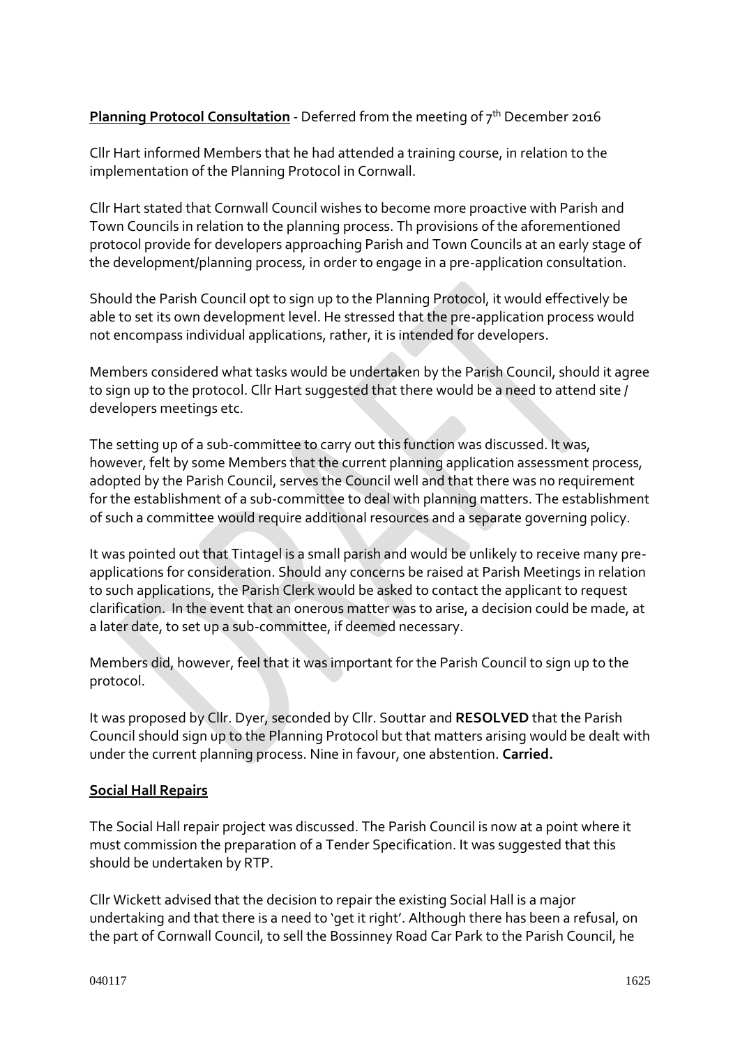**Planning Protocol Consultation** - Deferred from the meeting of 7th December 2016

Cllr Hart informed Members that he had attended a training course, in relation to the implementation of the Planning Protocol in Cornwall.

Cllr Hart stated that Cornwall Council wishes to become more proactive with Parish and Town Councils in relation to the planning process. Th provisions of the aforementioned protocol provide for developers approaching Parish and Town Councils at an early stage of the development/planning process, in order to engage in a pre-application consultation.

Should the Parish Council opt to sign up to the Planning Protocol, it would effectively be able to set its own development level. He stressed that the pre-application process would not encompass individual applications, rather, it is intended for developers.

Members considered what tasks would be undertaken by the Parish Council, should it agree to sign up to the protocol. Cllr Hart suggested that there would be a need to attend site / developers meetings etc.

The setting up of a sub-committee to carry out this function was discussed. It was, however, felt by some Members that the current planning application assessment process, adopted by the Parish Council, serves the Council well and that there was no requirement for the establishment of a sub-committee to deal with planning matters. The establishment of such a committee would require additional resources and a separate governing policy.

It was pointed out that Tintagel is a small parish and would be unlikely to receive many pre-applications for consideration. Should any concerns be raised at Parish Meetings in relation to such applications, the Parish Clerk would be asked to contact the applicant to request clarification. In the event that an onerous matter was to arise, a decision could be made, at a later date, to set up a sub-committee, if deemed necessary.

Members did, however, feel that it was important for the Parish Council to sign up to the protocol.

It was proposed by Cllr. Dyer, seconded by Cllr. Souttar and **RESOLVED** that the Parish Council should sign up to the Planning Protocol but that matters arising would be dealt with under the current planning process. Nine in favour, one abstention. **Carried.**

**Social Hall Repairs**

The Social Hall repair project was discussed. The Parish Council is now at a point where it must commission the preparation of a Tender Specification. It was suggested that this should be undertaken by RTP.

Cllr Wickett advised that the decision to repair the existing Social Hall is a major undertaking and that there is a need to 'get it right'. Although there has been a refusal, on the part of Cornwall Council, to sell the Bossinney Road Car Park to the Parish Council, he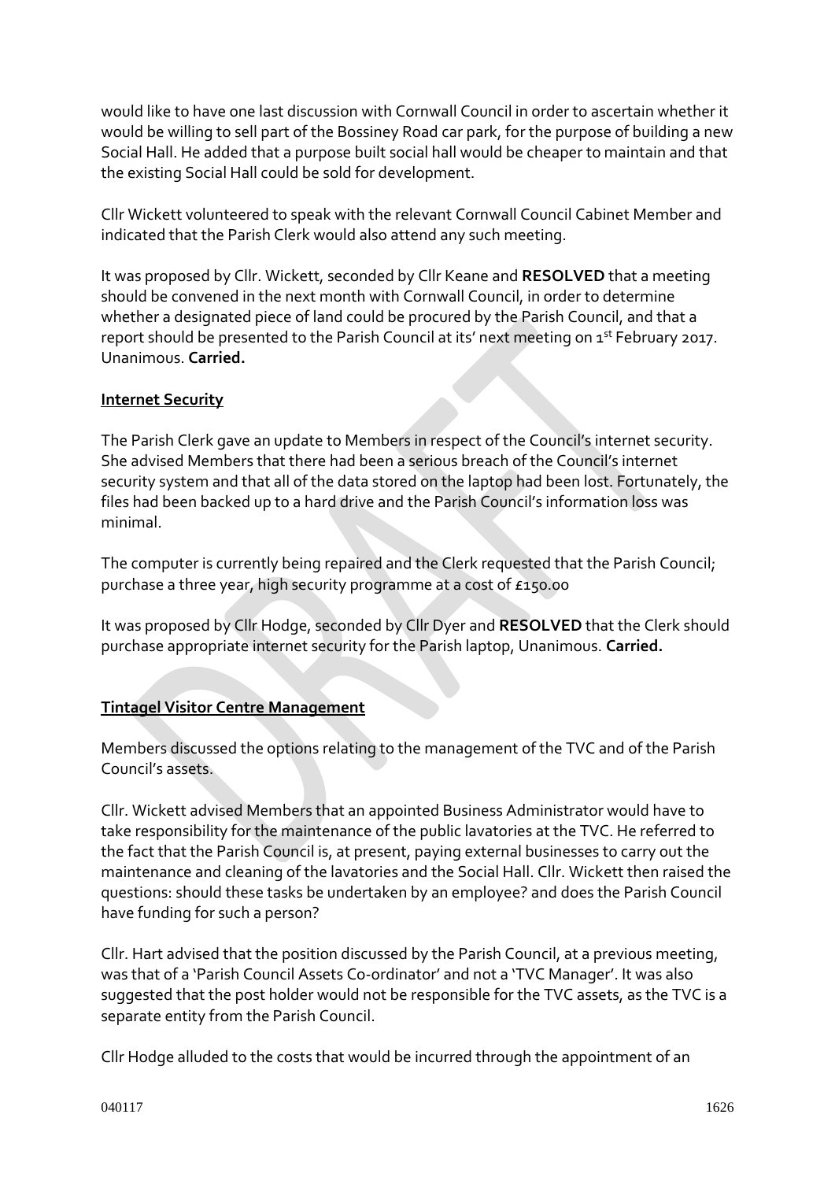would like to have one last discussion with Cornwall Council in order to ascertain whether it would be willing to sell part of the Bossiney Road car park, for the purpose of building a new Social Hall. He added that a purpose built social hall would be cheaper to maintain and that the existing Social Hall could be sold for development.

Cllr Wickett volunteered to speak with the relevant Cornwall Council Cabinet Member and indicated that the Parish Clerk would also attend any such meeting.

It was proposed by Cllr. Wickett, seconded by Cllr Keane and **RESOLVED** that a meeting should be convened in the next month with Cornwall Council, in order to determine whether a designated piece of land could be procured by the Parish Council, and that a report should be presented to the Parish Council at its' next meeting on 1st February 2017. Unanimous. **Carried.**

**Internet Security**

The Parish Clerk gave an update to Members in respect of the Council's internet security. She advised Members that there had been a serious breach of the Council's internet security system and that all of the data stored on the laptop had been lost. Fortunately, the files had been backed up to a hard drive and the Parish Council's information loss was minimal.

The computer is currently being repaired and the Clerk requested that the Parish Council; purchase a three year, high security programme at a cost of £150.00

It was proposed by Cllr Hodge, seconded by Cllr Dyer and **RESOLVED** that the Clerk should purchase appropriate internet security for the Parish laptop, Unanimous. **Carried.**

**Tintagel Visitor Centre Management**

Members discussed the options relating to the management of the TVC and of the Parish Council's assets.

Cllr. Wickett advised Members that an appointed Business Administrator would have to take responsibility for the maintenance of the public lavatories at the TVC. He referred to the fact that the Parish Council is, at present, paying external businesses to carry out the maintenance and cleaning of the lavatories and the Social Hall. Cllr. Wickett then raised the questions: should these tasks be undertaken by an employee? and does the Parish Council have funding for such a person?

Cllr. Hart advised that the position discussed by the Parish Council, at a previous meeting, was that of a 'Parish Council Assets Co-ordinator' and not a 'TVC Manager'. It was also suggested that the post holder would not be responsible for the TVC assets, as the TVC is a separate entity from the Parish Council.

Cllr Hodge alluded to the costs that would be incurred through the appointment of an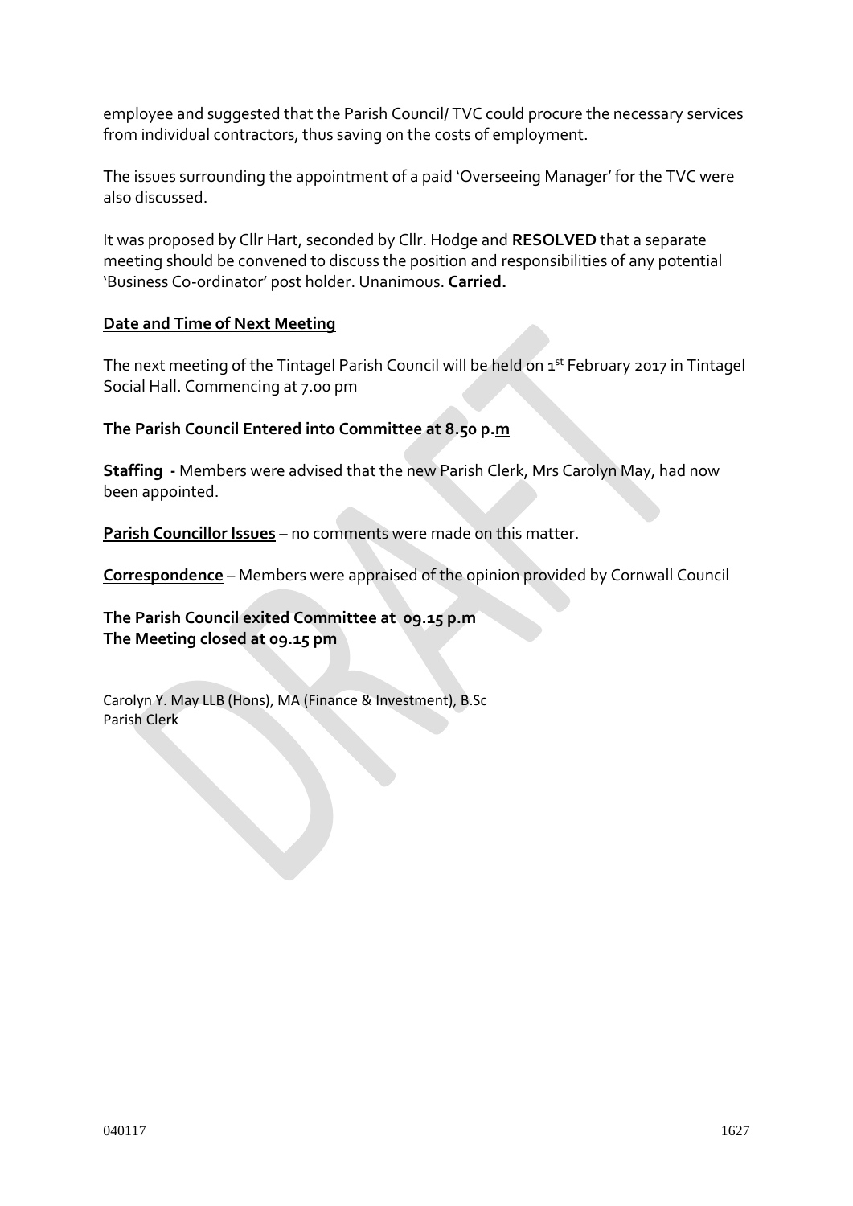employee and suggested that the Parish Council/ TVC could procure the necessary services from individual contractors, thus saving on the costs of employment.

The issues surrounding the appointment of a paid 'Overseeing Manager' for the TVC were also discussed.

It was proposed by Cllr Hart, seconded by Cllr. Hodge and **RESOLVED** that a separate meeting should be convened to discuss the position and responsibilities of any potential 'Business Co-ordinator' post holder. Unanimous. **Carried.**

**Date and Time of Next Meeting**

The next meeting of the Tintagel Parish Council will be held on 1st February 2017 in Tintagel Social Hall. Commencing at 7.00 pm

**The Parish Council Entered into Committee at 8.50 p.m**

**Staffing** - Members were advised that the new Parish Clerk, Mrs Carolyn May, had now been appointed.

**Parish Councillor Issues** – no comments were made on this matter.

**Correspondence** – Members were appraised of the opinion provided by Cornwall Council

**The Parish Council exited Committee at 09.15 p.m**
**The Meeting closed at 09.15 pm**

Carolyn Y. May LLB (Hons), MA (Finance & Investment), B.Sc
Parish Clerk

040117